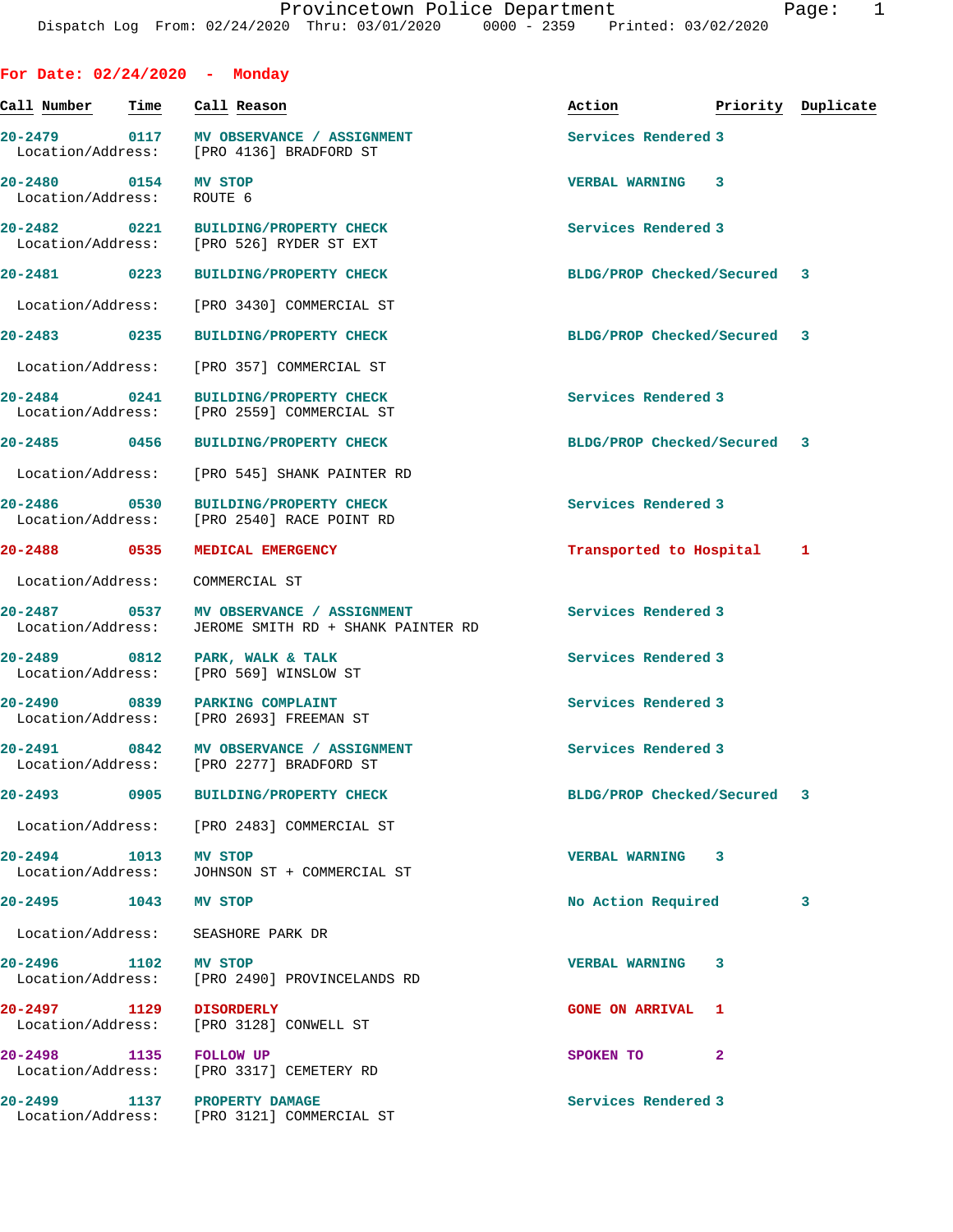Provincetown Police Department

Dispatch Log From: 02/24/2020 Thru: 03/01/2020 0000 - 2359 Printed: 03/02/2020

## For Date: 02/24/2020 - Monday

| Call Number | Time | Call Reason | Action | Priority | Duplicate |
|---|---|---|---|---|---|
| 20-2479 | 0117 | MV OBSERVANCE / ASSIGNMENT | Services Rendered | 3 | |
| Location/Address: | | [PRO 4136] BRADFORD ST | | | |
| 20-2480 | 0154 | MV STOP | VERBAL WARNING | 3 | |
| Location/Address: | | ROUTE 6 | | | |
| 20-2482 | 0221 | BUILDING/PROPERTY CHECK | Services Rendered | 3 | |
| Location/Address: | | [PRO 526] RYDER ST EXT | | | |
| 20-2481 | 0223 | BUILDING/PROPERTY CHECK | BLDG/PROP Checked/Secured | 3 | |
| Location/Address: | | [PRO 3430] COMMERCIAL ST | | | |
| 20-2483 | 0235 | BUILDING/PROPERTY CHECK | BLDG/PROP Checked/Secured | 3 | |
| Location/Address: | | [PRO 357] COMMERCIAL ST | | | |
| 20-2484 | 0241 | BUILDING/PROPERTY CHECK | Services Rendered | 3 | |
| Location/Address: | | [PRO 2559] COMMERCIAL ST | | | |
| 20-2485 | 0456 | BUILDING/PROPERTY CHECK | BLDG/PROP Checked/Secured | 3 | |
| Location/Address: | | [PRO 545] SHANK PAINTER RD | | | |
| 20-2486 | 0530 | BUILDING/PROPERTY CHECK | Services Rendered | 3 | |
| Location/Address: | | [PRO 2540] RACE POINT RD | | | |
| 20-2488 | 0535 | MEDICAL EMERGENCY | Transported to Hospital | 1 | |
| Location/Address: | | COMMERCIAL ST | | | |
| 20-2487 | 0537 | MV OBSERVANCE / ASSIGNMENT | Services Rendered | 3 | |
| Location/Address: | | JEROME SMITH RD + SHANK PAINTER RD | | | |
| 20-2489 | 0812 | PARK, WALK & TALK | Services Rendered | 3 | |
| Location/Address: | | [PRO 569] WINSLOW ST | | | |
| 20-2490 | 0839 | PARKING COMPLAINT | Services Rendered | 3 | |
| Location/Address: | | [PRO 2693] FREEMAN ST | | | |
| 20-2491 | 0842 | MV OBSERVANCE / ASSIGNMENT | Services Rendered | 3 | |
| Location/Address: | | [PRO 2277] BRADFORD ST | | | |
| 20-2493 | 0905 | BUILDING/PROPERTY CHECK | BLDG/PROP Checked/Secured | 3 | |
| Location/Address: | | [PRO 2483] COMMERCIAL ST | | | |
| 20-2494 | 1013 | MV STOP | VERBAL WARNING | 3 | |
| Location/Address: | | JOHNSON ST + COMMERCIAL ST | | | |
| 20-2495 | 1043 | MV STOP | No Action Required | 3 | |
| Location/Address: | | SEASHORE PARK DR | | | |
| 20-2496 | 1102 | MV STOP | VERBAL WARNING | 3 | |
| Location/Address: | | [PRO 2490] PROVINCELANDS RD | | | |
| 20-2497 | 1129 | DISORDERLY | GONE ON ARRIVAL | 1 | |
| Location/Address: | | [PRO 3128] CONWELL ST | | | |
| 20-2498 | 1135 | FOLLOW UP | SPOKEN TO | 2 | |
| Location/Address: | | [PRO 3317] CEMETERY RD | | | |
| 20-2499 | 1137 | PROPERTY DAMAGE | Services Rendered | 3 | |
| Location/Address: | | [PRO 3121] COMMERCIAL ST | | | |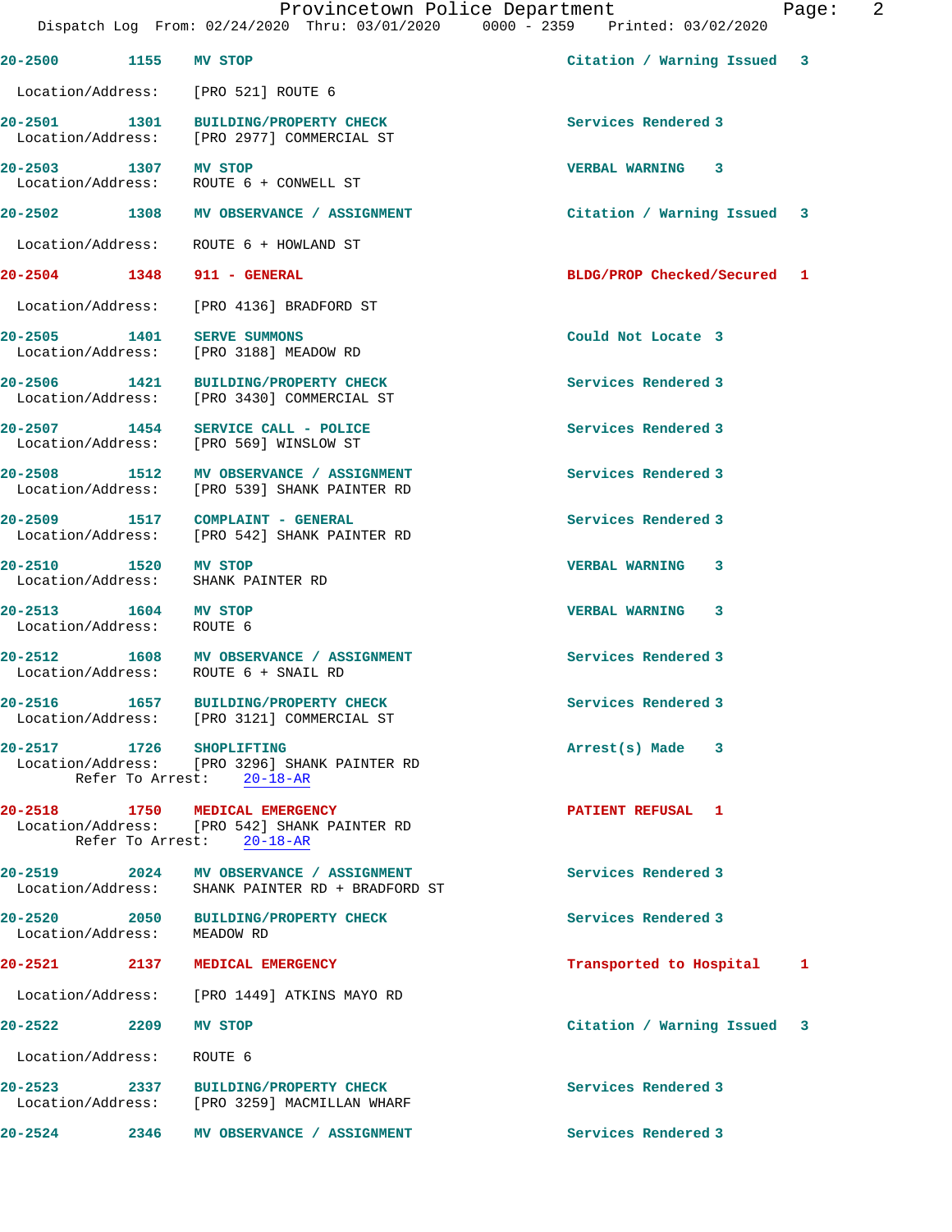**20-2500** 1155 **MV STOP** Citation / Warning Issued 3

Location/Address: [PRO 521] ROUTE 6

**20-2501** 1301 **BUILDING/PROPERTY CHECK** Services Rendered 3
Location/Address: [PRO 2977] COMMERCIAL ST

**20-2503** 1307 **MV STOP** VERBAL WARNING 3
Location/Address: ROUTE 6 + CONWELL ST

**20-2502** 1308 **MV OBSERVANCE / ASSIGNMENT** Citation / Warning Issued 3

Location/Address: ROUTE 6 + HOWLAND ST

**20-2504** 1348 **911 - GENERAL** BLDG/PROP Checked/Secured 1

Location/Address: [PRO 4136] BRADFORD ST

**20-2505** 1401 **SERVE SUMMONS** Could Not Locate 3
Location/Address: [PRO 3188] MEADOW RD

**20-2506** 1421 **BUILDING/PROPERTY CHECK** Services Rendered 3
Location/Address: [PRO 3430] COMMERCIAL ST

**20-2507** 1454 **SERVICE CALL - POLICE** Services Rendered 3
Location/Address: [PRO 569] WINSLOW ST

**20-2508** 1512 **MV OBSERVANCE / ASSIGNMENT** Services Rendered 3
Location/Address: [PRO 539] SHANK PAINTER RD

**20-2509** 1517 **COMPLAINT - GENERAL** Services Rendered 3
Location/Address: [PRO 542] SHANK PAINTER RD

**20-2510** 1520 **MV STOP** VERBAL WARNING 3
Location/Address: SHANK PAINTER RD

**20-2513** 1604 **MV STOP** VERBAL WARNING 3
Location/Address: ROUTE 6

**20-2512** 1608 **MV OBSERVANCE / ASSIGNMENT** Services Rendered 3
Location/Address: ROUTE 6 + SNAIL RD

**20-2516** 1657 **BUILDING/PROPERTY CHECK** Services Rendered 3
Location/Address: [PRO 3121] COMMERCIAL ST

**20-2517** 1726 **SHOPLIFTING** Arrest(s) Made 3
Location/Address: [PRO 3296] SHANK PAINTER RD
Refer To Arrest: 20-18-AR

**20-2518** 1750 **MEDICAL EMERGENCY** PATIENT REFUSAL 1
Location/Address: [PRO 542] SHANK PAINTER RD
Refer To Arrest: 20-18-AR

**20-2519** 2024 **MV OBSERVANCE / ASSIGNMENT** Services Rendered 3
Location/Address: SHANK PAINTER RD + BRADFORD ST

**20-2520** 2050 **BUILDING/PROPERTY CHECK** Services Rendered 3
Location/Address: MEADOW RD

**20-2521** 2137 **MEDICAL EMERGENCY** Transported to Hospital 1

Location/Address: [PRO 1449] ATKINS MAYO RD

**20-2522** 2209 **MV STOP** Citation / Warning Issued 3

Location/Address: ROUTE 6

**20-2523** 2337 **BUILDING/PROPERTY CHECK** Services Rendered 3
Location/Address: [PRO 3259] MACMILLAN WHARF

**20-2524** 2346 **MV OBSERVANCE / ASSIGNMENT** Services Rendered 3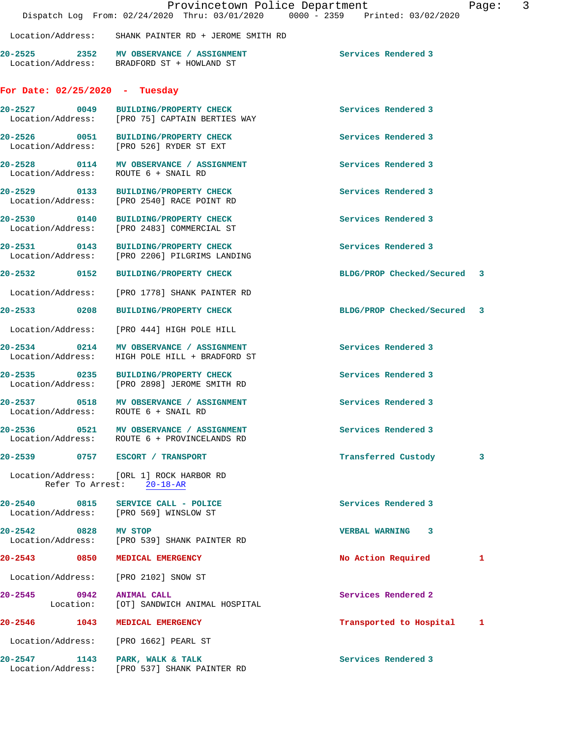Location/Address: SHANK PAINTER RD + JEROME SMITH RD

**20-2525 2352 MV OBSERVANCE / ASSIGNMENT** Services Rendered 3
Location/Address: BRADFORD ST + HOWLAND ST

## For Date: 02/25/2020 - Tuesday

**20-2527 0049 BUILDING/PROPERTY CHECK** Services Rendered 3
Location/Address: [PRO 75] CAPTAIN BERTIES WAY

**20-2526 0051 BUILDING/PROPERTY CHECK** Services Rendered 3
Location/Address: [PRO 526] RYDER ST EXT

**20-2528 0114 MV OBSERVANCE / ASSIGNMENT** Services Rendered 3
Location/Address: ROUTE 6 + SNAIL RD

**20-2529 0133 BUILDING/PROPERTY CHECK** Services Rendered 3
Location/Address: [PRO 2540] RACE POINT RD

**20-2530 0140 BUILDING/PROPERTY CHECK** Services Rendered 3
Location/Address: [PRO 2483] COMMERCIAL ST

**20-2531 0143 BUILDING/PROPERTY CHECK** Services Rendered 3
Location/Address: [PRO 2206] PILGRIMS LANDING

**20-2532 0152 BUILDING/PROPERTY CHECK** BLDG/PROP Checked/Secured 3
Location/Address: [PRO 1778] SHANK PAINTER RD

**20-2533 0208 BUILDING/PROPERTY CHECK** BLDG/PROP Checked/Secured 3
Location/Address: [PRO 444] HIGH POLE HILL

**20-2534 0214 MV OBSERVANCE / ASSIGNMENT** Services Rendered 3
Location/Address: HIGH POLE HILL + BRADFORD ST

**20-2535 0235 BUILDING/PROPERTY CHECK** Services Rendered 3
Location/Address: [PRO 2898] JEROME SMITH RD

**20-2537 0518 MV OBSERVANCE / ASSIGNMENT** Services Rendered 3
Location/Address: ROUTE 6 + SNAIL RD

**20-2536 0521 MV OBSERVANCE / ASSIGNMENT** Services Rendered 3
Location/Address: ROUTE 6 + PROVINCELANDS RD

**20-2539 0757 ESCORT / TRANSPORT** Transferred Custody 3
Location/Address: [ORL 1] ROCK HARBOR RD
Refer To Arrest: 20-18-AR

**20-2540 0815 SERVICE CALL - POLICE** Services Rendered 3
Location/Address: [PRO 569] WINSLOW ST

**20-2542 0828 MV STOP** VERBAL WARNING 3
Location/Address: [PRO 539] SHANK PAINTER RD

**20-2543 0850 MEDICAL EMERGENCY** No Action Required 1
Location/Address: [PRO 2102] SNOW ST

**20-2545 0942 ANIMAL CALL** Services Rendered 2
Location: [OT] SANDWICH ANIMAL HOSPITAL

**20-2546 1043 MEDICAL EMERGENCY** Transported to Hospital 1
Location/Address: [PRO 1662] PEARL ST

**20-2547 1143 PARK, WALK & TALK** Services Rendered 3
Location/Address: [PRO 537] SHANK PAINTER RD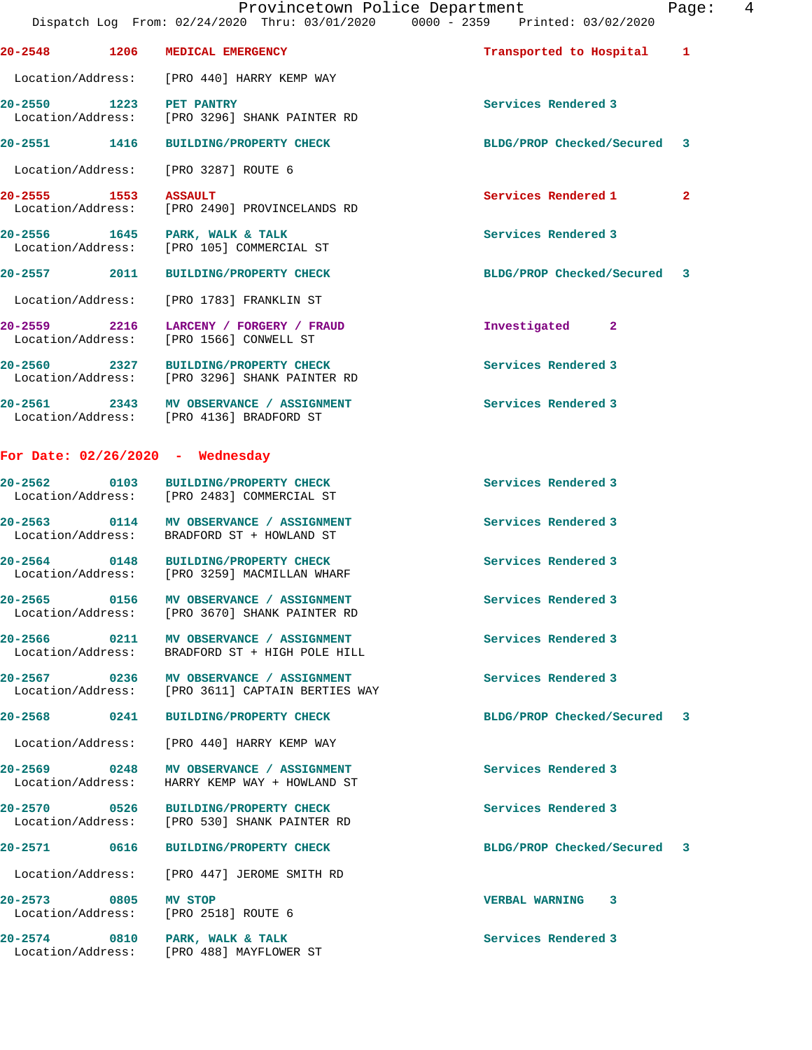20-2548 1206 MEDICAL EMERGENCY Transported to Hospital 1
Location/Address: [PRO 440] HARRY KEMP WAY

20-2550 1223 PET PANTRY Services Rendered 3
Location/Address: [PRO 3296] SHANK PAINTER RD

20-2551 1416 BUILDING/PROPERTY CHECK BLDG/PROP Checked/Secured 3
Location/Address: [PRO 3287] ROUTE 6

20-2555 1553 ASSAULT Services Rendered 1 2
Location/Address: [PRO 2490] PROVINCELANDS RD

20-2556 1645 PARK, WALK & TALK Services Rendered 3
Location/Address: [PRO 105] COMMERCIAL ST

20-2557 2011 BUILDING/PROPERTY CHECK BLDG/PROP Checked/Secured 3
Location/Address: [PRO 1783] FRANKLIN ST

20-2559 2216 LARCENY / FORGERY / FRAUD Investigated 2
Location/Address: [PRO 1566] CONWELL ST

20-2560 2327 BUILDING/PROPERTY CHECK Services Rendered 3
Location/Address: [PRO 3296] SHANK PAINTER RD

20-2561 2343 MV OBSERVANCE / ASSIGNMENT Services Rendered 3
Location/Address: [PRO 4136] BRADFORD ST

## For Date: 02/26/2020 - Wednesday

20-2562 0103 BUILDING/PROPERTY CHECK Services Rendered 3
Location/Address: [PRO 2483] COMMERCIAL ST

20-2563 0114 MV OBSERVANCE / ASSIGNMENT Services Rendered 3
Location/Address: BRADFORD ST + HOWLAND ST

20-2564 0148 BUILDING/PROPERTY CHECK Services Rendered 3
Location/Address: [PRO 3259] MACMILLAN WHARF

20-2565 0156 MV OBSERVANCE / ASSIGNMENT Services Rendered 3
Location/Address: [PRO 3670] SHANK PAINTER RD

20-2566 0211 MV OBSERVANCE / ASSIGNMENT Services Rendered 3
Location/Address: BRADFORD ST + HIGH POLE HILL

20-2567 0236 MV OBSERVANCE / ASSIGNMENT Services Rendered 3
Location/Address: [PRO 3611] CAPTAIN BERTIES WAY

20-2568 0241 BUILDING/PROPERTY CHECK BLDG/PROP Checked/Secured 3
Location/Address: [PRO 440] HARRY KEMP WAY

20-2569 0248 MV OBSERVANCE / ASSIGNMENT Services Rendered 3
Location/Address: HARRY KEMP WAY + HOWLAND ST

20-2570 0526 BUILDING/PROPERTY CHECK Services Rendered 3
Location/Address: [PRO 530] SHANK PAINTER RD

20-2571 0616 BUILDING/PROPERTY CHECK BLDG/PROP Checked/Secured 3
Location/Address: [PRO 447] JEROME SMITH RD

20-2573 0805 MV STOP VERBAL WARNING 3
Location/Address: [PRO 2518] ROUTE 6

20-2574 0810 PARK, WALK & TALK Services Rendered 3
Location/Address: [PRO 488] MAYFLOWER ST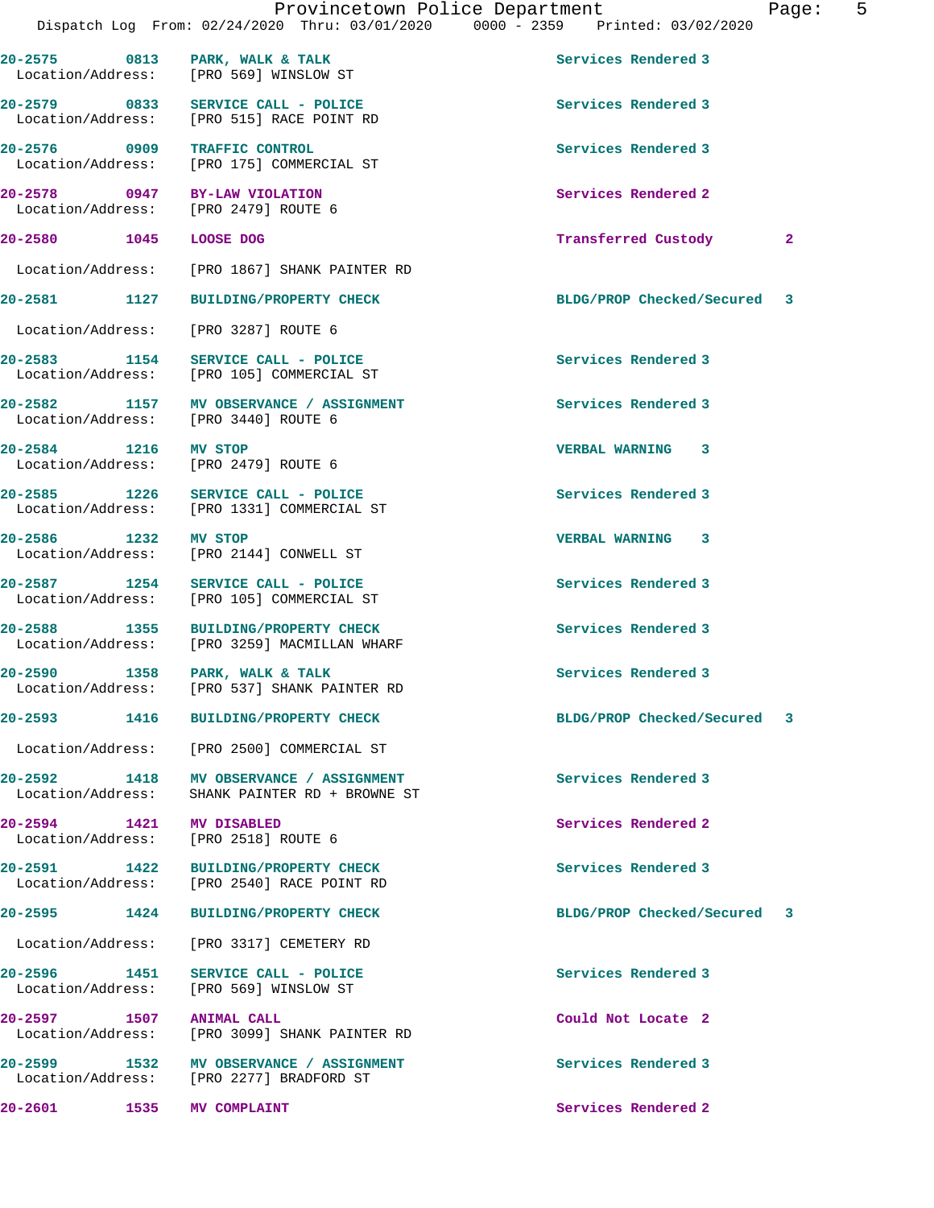20-2575 0813 PARK, WALK & TALK Services Rendered 3
Location/Address: [PRO 569] WINSLOW ST

20-2579 0833 SERVICE CALL - POLICE Services Rendered 3
Location/Address: [PRO 515] RACE POINT RD

20-2576 0909 TRAFFIC CONTROL Services Rendered 3
Location/Address: [PRO 175] COMMERCIAL ST

20-2578 0947 BY-LAW VIOLATION Services Rendered 2
Location/Address: [PRO 2479] ROUTE 6

20-2580 1045 LOOSE DOG Transferred Custody 2
Location/Address: [PRO 1867] SHANK PAINTER RD

20-2581 1127 BUILDING/PROPERTY CHECK BLDG/PROP Checked/Secured 3
Location/Address: [PRO 3287] ROUTE 6

20-2583 1154 SERVICE CALL - POLICE Services Rendered 3
Location/Address: [PRO 105] COMMERCIAL ST

20-2582 1157 MV OBSERVANCE / ASSIGNMENT Services Rendered 3
Location/Address: [PRO 3440] ROUTE 6

20-2584 1216 MV STOP VERBAL WARNING 3
Location/Address: [PRO 2479] ROUTE 6

20-2585 1226 SERVICE CALL - POLICE Services Rendered 3
Location/Address: [PRO 1331] COMMERCIAL ST

20-2586 1232 MV STOP VERBAL WARNING 3
Location/Address: [PRO 2144] CONWELL ST

20-2587 1254 SERVICE CALL - POLICE Services Rendered 3
Location/Address: [PRO 105] COMMERCIAL ST

20-2588 1355 BUILDING/PROPERTY CHECK Services Rendered 3
Location/Address: [PRO 3259] MACMILLAN WHARF

20-2590 1358 PARK, WALK & TALK Services Rendered 3
Location/Address: [PRO 537] SHANK PAINTER RD

20-2593 1416 BUILDING/PROPERTY CHECK BLDG/PROP Checked/Secured 3
Location/Address: [PRO 2500] COMMERCIAL ST

20-2592 1418 MV OBSERVANCE / ASSIGNMENT Services Rendered 3
Location/Address: SHANK PAINTER RD + BROWNE ST

20-2594 1421 MV DISABLED Services Rendered 2
Location/Address: [PRO 2518] ROUTE 6

20-2591 1422 BUILDING/PROPERTY CHECK Services Rendered 3
Location/Address: [PRO 2540] RACE POINT RD

20-2595 1424 BUILDING/PROPERTY CHECK BLDG/PROP Checked/Secured 3
Location/Address: [PRO 3317] CEMETERY RD

20-2596 1451 SERVICE CALL - POLICE Services Rendered 3
Location/Address: [PRO 569] WINSLOW ST

20-2597 1507 ANIMAL CALL Could Not Locate 2
Location/Address: [PRO 3099] SHANK PAINTER RD

20-2599 1532 MV OBSERVANCE / ASSIGNMENT Services Rendered 3
Location/Address: [PRO 2277] BRADFORD ST

20-2601 1535 MV COMPLAINT Services Rendered 2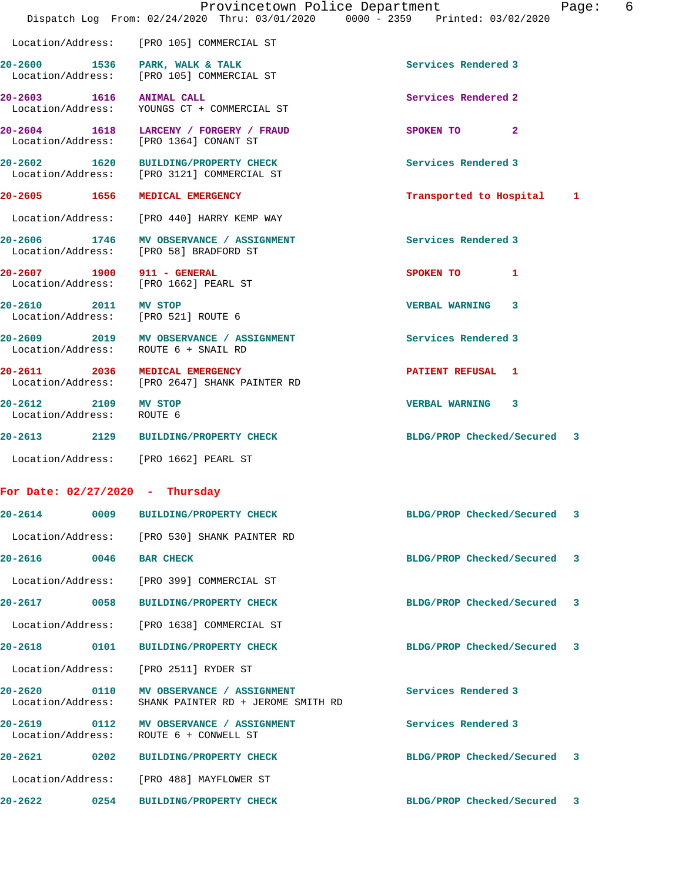Location/Address: [PRO 105] COMMERCIAL ST

**20-2600** 1536 **PARK, WALK & TALK** Services Rendered 3
Location/Address: [PRO 105] COMMERCIAL ST

**20-2603** 1616 **ANIMAL CALL** Services Rendered 2
Location/Address: YOUNGS CT + COMMERCIAL ST

**20-2604** 1618 **LARCENY / FORGERY / FRAUD** SPOKEN TO 2
Location/Address: [PRO 1364] CONANT ST

**20-2602** 1620 **BUILDING/PROPERTY CHECK** Services Rendered 3
Location/Address: [PRO 3121] COMMERCIAL ST

**20-2605** 1656 **MEDICAL EMERGENCY** Transported to Hospital 1
Location/Address: [PRO 440] HARRY KEMP WAY

**20-2606** 1746 **MV OBSERVANCE / ASSIGNMENT** Services Rendered 3
Location/Address: [PRO 58] BRADFORD ST

**20-2607** 1900 **911 - GENERAL** SPOKEN TO 1
Location/Address: [PRO 1662] PEARL ST

**20-2610** 2011 **MV STOP** VERBAL WARNING 3
Location/Address: [PRO 521] ROUTE 6

**20-2609** 2019 **MV OBSERVANCE / ASSIGNMENT** Services Rendered 3
Location/Address: ROUTE 6 + SNAIL RD

**20-2611** 2036 **MEDICAL EMERGENCY** PATIENT REFUSAL 1
Location/Address: [PRO 2647] SHANK PAINTER RD

**20-2612** 2109 **MV STOP** VERBAL WARNING 3
Location/Address: ROUTE 6

**20-2613** 2129 **BUILDING/PROPERTY CHECK** BLDG/PROP Checked/Secured 3
Location/Address: [PRO 1662] PEARL ST

## For Date: 02/27/2020 - Thursday

**20-2614** 0009 **BUILDING/PROPERTY CHECK** BLDG/PROP Checked/Secured 3
Location/Address: [PRO 530] SHANK PAINTER RD

**20-2616** 0046 **BAR CHECK** BLDG/PROP Checked/Secured 3
Location/Address: [PRO 399] COMMERCIAL ST

**20-2617** 0058 **BUILDING/PROPERTY CHECK** BLDG/PROP Checked/Secured 3
Location/Address: [PRO 1638] COMMERCIAL ST

**20-2618** 0101 **BUILDING/PROPERTY CHECK** BLDG/PROP Checked/Secured 3
Location/Address: [PRO 2511] RYDER ST

**20-2620** 0110 **MV OBSERVANCE / ASSIGNMENT** Services Rendered 3
Location/Address: SHANK PAINTER RD + JEROME SMITH RD

**20-2619** 0112 **MV OBSERVANCE / ASSIGNMENT** Services Rendered 3
Location/Address: ROUTE 6 + CONWELL ST

**20-2621** 0202 **BUILDING/PROPERTY CHECK** BLDG/PROP Checked/Secured 3
Location/Address: [PRO 488] MAYFLOWER ST

**20-2622** 0254 **BUILDING/PROPERTY CHECK** BLDG/PROP Checked/Secured 3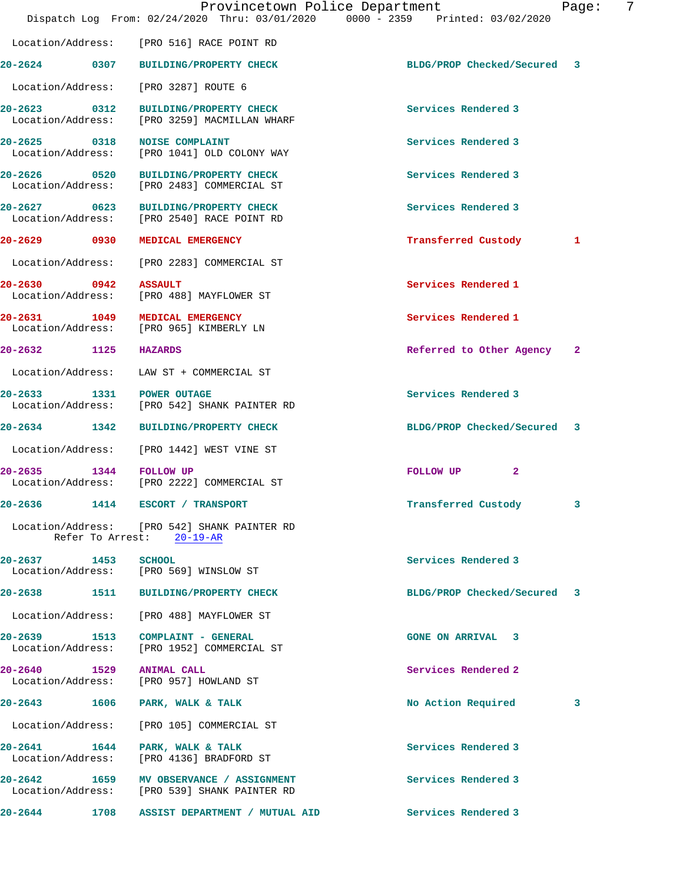Location/Address: [PRO 516] RACE POINT RD

| Call # | Time | Call Type | Disposition | Priority |
|---|---|---|---|---|
| 20-2624 | 0307 | BUILDING/PROPERTY CHECK | BLDG/PROP Checked/Secured | 3 |

Location/Address: [PRO 3287] ROUTE 6

| Call # | Time | Call Type | Disposition | Priority |
|---|---|---|---|---|
| 20-2623 | 0312 | BUILDING/PROPERTY CHECK | Services Rendered | 3 |

Location/Address: [PRO 3259] MACMILLAN WHARF

| Call # | Time | Call Type | Disposition | Priority |
|---|---|---|---|---|
| 20-2625 | 0318 | NOISE COMPLAINT | Services Rendered | 3 |

Location/Address: [PRO 1041] OLD COLONY WAY

| Call # | Time | Call Type | Disposition | Priority |
|---|---|---|---|---|
| 20-2626 | 0520 | BUILDING/PROPERTY CHECK | Services Rendered | 3 |

Location/Address: [PRO 2483] COMMERCIAL ST

| Call # | Time | Call Type | Disposition | Priority |
|---|---|---|---|---|
| 20-2627 | 0623 | BUILDING/PROPERTY CHECK | Services Rendered | 3 |

Location/Address: [PRO 2540] RACE POINT RD

| Call # | Time | Call Type | Disposition | Priority |
|---|---|---|---|---|
| 20-2629 | 0930 | MEDICAL EMERGENCY | Transferred Custody | 1 |

Location/Address: [PRO 2283] COMMERCIAL ST

| Call # | Time | Call Type | Disposition | Priority |
|---|---|---|---|---|
| 20-2630 | 0942 | ASSAULT | Services Rendered | 1 |

Location/Address: [PRO 488] MAYFLOWER ST

| Call # | Time | Call Type | Disposition | Priority |
|---|---|---|---|---|
| 20-2631 | 1049 | MEDICAL EMERGENCY | Services Rendered | 1 |

Location/Address: [PRO 965] KIMBERLY LN

| Call # | Time | Call Type | Disposition | Priority |
|---|---|---|---|---|
| 20-2632 | 1125 | HAZARDS | Referred to Other Agency | 2 |

Location/Address: LAW ST + COMMERCIAL ST

| Call # | Time | Call Type | Disposition | Priority |
|---|---|---|---|---|
| 20-2633 | 1331 | POWER OUTAGE | Services Rendered | 3 |

Location/Address: [PRO 542] SHANK PAINTER RD

| Call # | Time | Call Type | Disposition | Priority |
|---|---|---|---|---|
| 20-2634 | 1342 | BUILDING/PROPERTY CHECK | BLDG/PROP Checked/Secured | 3 |

Location/Address: [PRO 1442] WEST VINE ST

| Call # | Time | Call Type | Disposition | Priority |
|---|---|---|---|---|
| 20-2635 | 1344 | FOLLOW UP | FOLLOW UP | 2 |

Location/Address: [PRO 2222] COMMERCIAL ST

| Call # | Time | Call Type | Disposition | Priority |
|---|---|---|---|---|
| 20-2636 | 1414 | ESCORT / TRANSPORT | Transferred Custody | 3 |

Location/Address: [PRO 542] SHANK PAINTER RD
Refer To Arrest: 20-19-AR

| Call # | Time | Call Type | Disposition | Priority |
|---|---|---|---|---|
| 20-2637 | 1453 | SCHOOL | Services Rendered | 3 |

Location/Address: [PRO 569] WINSLOW ST

| Call # | Time | Call Type | Disposition | Priority |
|---|---|---|---|---|
| 20-2638 | 1511 | BUILDING/PROPERTY CHECK | BLDG/PROP Checked/Secured | 3 |

Location/Address: [PRO 488] MAYFLOWER ST

| Call # | Time | Call Type | Disposition | Priority |
|---|---|---|---|---|
| 20-2639 | 1513 | COMPLAINT - GENERAL | GONE ON ARRIVAL | 3 |

Location/Address: [PRO 1952] COMMERCIAL ST

| Call # | Time | Call Type | Disposition | Priority |
|---|---|---|---|---|
| 20-2640 | 1529 | ANIMAL CALL | Services Rendered | 2 |

Location/Address: [PRO 957] HOWLAND ST

| Call # | Time | Call Type | Disposition | Priority |
|---|---|---|---|---|
| 20-2643 | 1606 | PARK, WALK & TALK | No Action Required | 3 |

Location/Address: [PRO 105] COMMERCIAL ST

| Call # | Time | Call Type | Disposition | Priority |
|---|---|---|---|---|
| 20-2641 | 1644 | PARK, WALK & TALK | Services Rendered | 3 |

Location/Address: [PRO 4136] BRADFORD ST

| Call # | Time | Call Type | Disposition | Priority |
|---|---|---|---|---|
| 20-2642 | 1659 | MV OBSERVANCE / ASSIGNMENT | Services Rendered | 3 |

Location/Address: [PRO 539] SHANK PAINTER RD

| Call # | Time | Call Type | Disposition | Priority |
|---|---|---|---|---|
| 20-2644 | 1708 | ASSIST DEPARTMENT / MUTUAL AID | Services Rendered | 3 |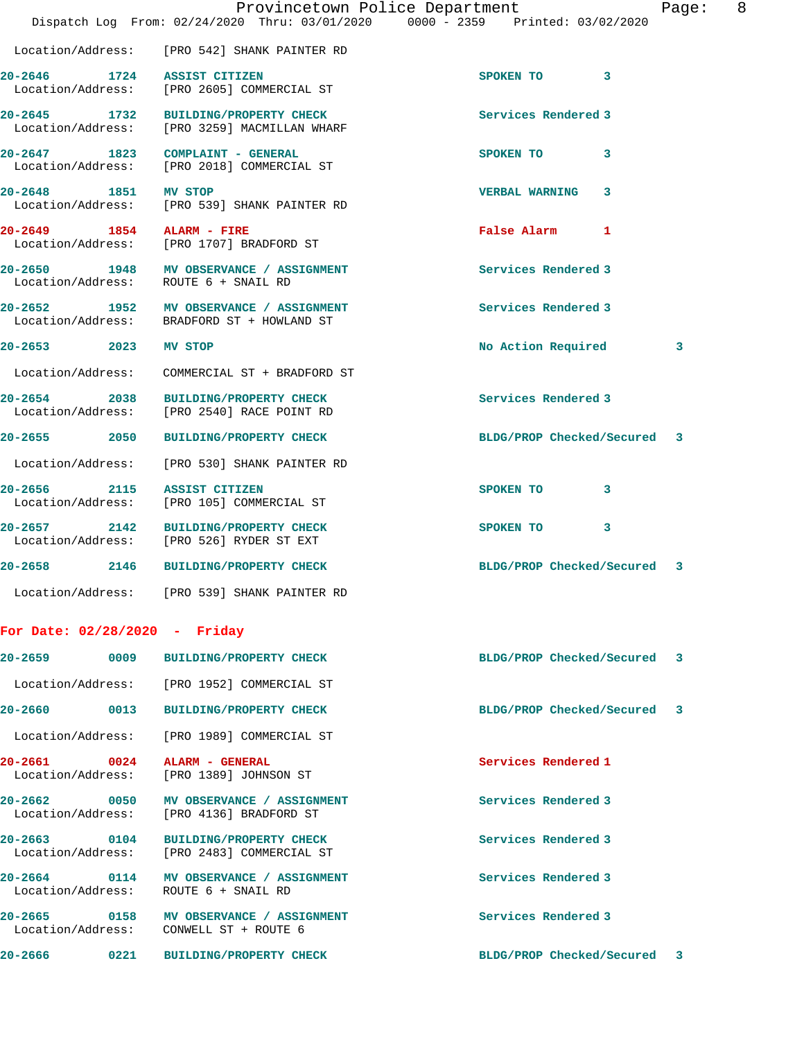Location/Address: [PRO 542] SHANK PAINTER RD

**20-2646 1724 ASSIST CITIZEN** SPOKEN TO 3
Location/Address: [PRO 2605] COMMERCIAL ST

**20-2645 1732 BUILDING/PROPERTY CHECK** Services Rendered 3
Location/Address: [PRO 3259] MACMILLAN WHARF

**20-2647 1823 COMPLAINT - GENERAL** SPOKEN TO 3
Location/Address: [PRO 2018] COMMERCIAL ST

**20-2648 1851 MV STOP** VERBAL WARNING 3
Location/Address: [PRO 539] SHANK PAINTER RD

**20-2649 1854 ALARM - FIRE** False Alarm 1
Location/Address: [PRO 1707] BRADFORD ST

**20-2650 1948 MV OBSERVANCE / ASSIGNMENT** Services Rendered 3
Location/Address: ROUTE 6 + SNAIL RD

**20-2652 1952 MV OBSERVANCE / ASSIGNMENT** Services Rendered 3
Location/Address: BRADFORD ST + HOWLAND ST

**20-2653 2023 MV STOP** No Action Required 3
Location/Address: COMMERCIAL ST + BRADFORD ST

**20-2654 2038 BUILDING/PROPERTY CHECK** Services Rendered 3
Location/Address: [PRO 2540] RACE POINT RD

**20-2655 2050 BUILDING/PROPERTY CHECK** BLDG/PROP Checked/Secured 3
Location/Address: [PRO 530] SHANK PAINTER RD

**20-2656 2115 ASSIST CITIZEN** SPOKEN TO 3
Location/Address: [PRO 105] COMMERCIAL ST

**20-2657 2142 BUILDING/PROPERTY CHECK** SPOKEN TO 3
Location/Address: [PRO 526] RYDER ST EXT

**20-2658 2146 BUILDING/PROPERTY CHECK** BLDG/PROP Checked/Secured 3
Location/Address: [PRO 539] SHANK PAINTER RD

## For Date: 02/28/2020 - Friday

**20-2659 0009 BUILDING/PROPERTY CHECK** BLDG/PROP Checked/Secured 3
Location/Address: [PRO 1952] COMMERCIAL ST

**20-2660 0013 BUILDING/PROPERTY CHECK** BLDG/PROP Checked/Secured 3
Location/Address: [PRO 1989] COMMERCIAL ST

**20-2661 0024 ALARM - GENERAL** Services Rendered 1
Location/Address: [PRO 1389] JOHNSON ST

**20-2662 0050 MV OBSERVANCE / ASSIGNMENT** Services Rendered 3
Location/Address: [PRO 4136] BRADFORD ST

**20-2663 0104 BUILDING/PROPERTY CHECK** Services Rendered 3
Location/Address: [PRO 2483] COMMERCIAL ST

**20-2664 0114 MV OBSERVANCE / ASSIGNMENT** Services Rendered 3
Location/Address: ROUTE 6 + SNAIL RD

**20-2665 0158 MV OBSERVANCE / ASSIGNMENT** Services Rendered 3
Location/Address: CONWELL ST + ROUTE 6

**20-2666 0221 BUILDING/PROPERTY CHECK** BLDG/PROP Checked/Secured 3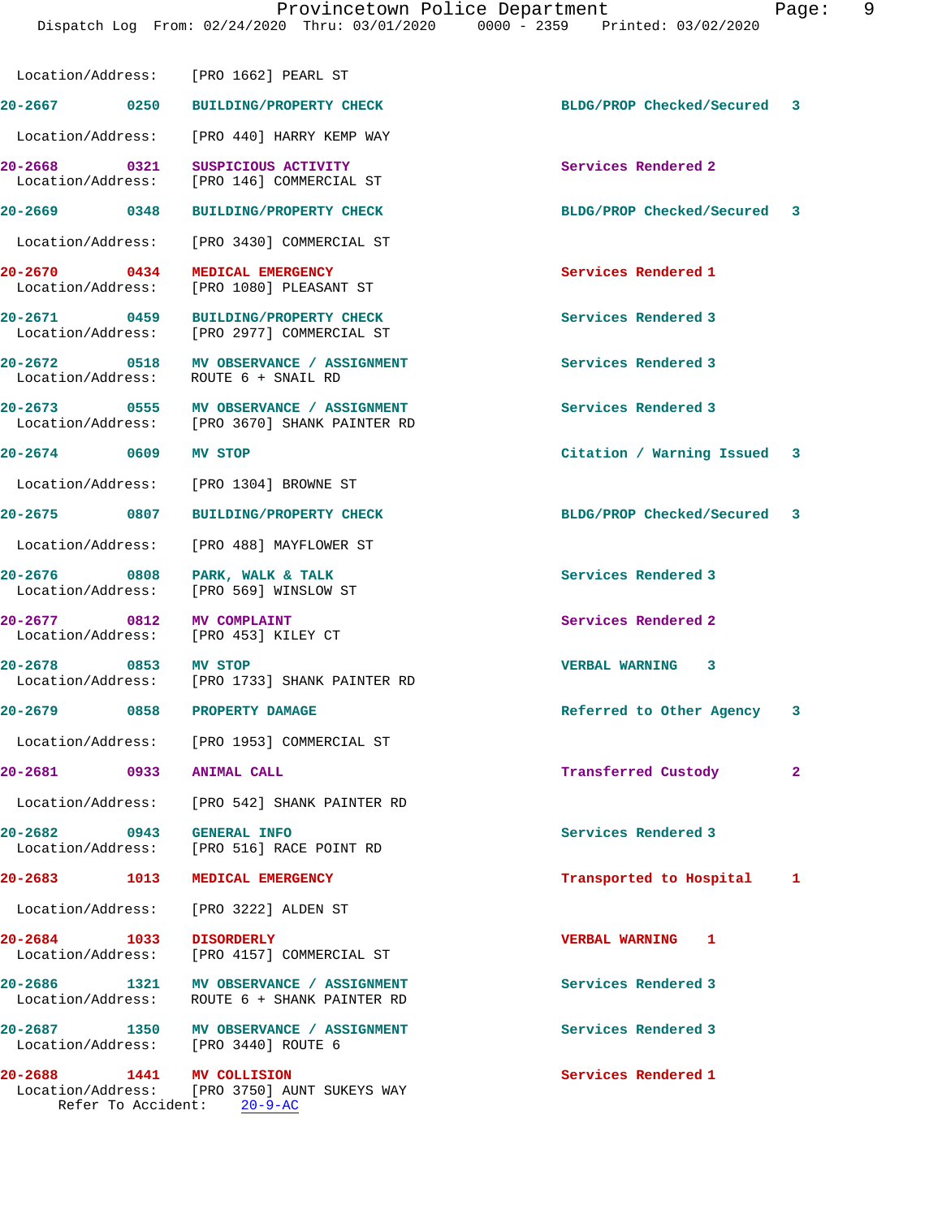Location/Address: [PRO 1662] PEARL ST

**20-2667 0250 BUILDING/PROPERTY CHECK** BLDG/PROP Checked/Secured 3
Location/Address: [PRO 440] HARRY KEMP WAY

**20-2668 0321 SUSPICIOUS ACTIVITY** Services Rendered 2
Location/Address: [PRO 146] COMMERCIAL ST

**20-2669 0348 BUILDING/PROPERTY CHECK** BLDG/PROP Checked/Secured 3
Location/Address: [PRO 3430] COMMERCIAL ST

**20-2670 0434 MEDICAL EMERGENCY** Services Rendered 1
Location/Address: [PRO 1080] PLEASANT ST

**20-2671 0459 BUILDING/PROPERTY CHECK** Services Rendered 3
Location/Address: [PRO 2977] COMMERCIAL ST

**20-2672 0518 MV OBSERVANCE / ASSIGNMENT** Services Rendered 3
Location/Address: ROUTE 6 + SNAIL RD

**20-2673 0555 MV OBSERVANCE / ASSIGNMENT** Services Rendered 3
Location/Address: [PRO 3670] SHANK PAINTER RD

**20-2674 0609 MV STOP** Citation / Warning Issued 3
Location/Address: [PRO 1304] BROWNE ST

**20-2675 0807 BUILDING/PROPERTY CHECK** BLDG/PROP Checked/Secured 3
Location/Address: [PRO 488] MAYFLOWER ST

**20-2676 0808 PARK, WALK & TALK** Services Rendered 3
Location/Address: [PRO 569] WINSLOW ST

**20-2677 0812 MV COMPLAINT** Services Rendered 2
Location/Address: [PRO 453] KILEY CT

**20-2678 0853 MV STOP** VERBAL WARNING 3
Location/Address: [PRO 1733] SHANK PAINTER RD

**20-2679 0858 PROPERTY DAMAGE** Referred to Other Agency 3
Location/Address: [PRO 1953] COMMERCIAL ST

**20-2681 0933 ANIMAL CALL** Transferred Custody 2
Location/Address: [PRO 542] SHANK PAINTER RD

**20-2682 0943 GENERAL INFO** Services Rendered 3
Location/Address: [PRO 516] RACE POINT RD

**20-2683 1013 MEDICAL EMERGENCY** Transported to Hospital 1
Location/Address: [PRO 3222] ALDEN ST

**20-2684 1033 DISORDERLY** VERBAL WARNING 1
Location/Address: [PRO 4157] COMMERCIAL ST

**20-2686 1321 MV OBSERVANCE / ASSIGNMENT** Services Rendered 3
Location/Address: ROUTE 6 + SHANK PAINTER RD

**20-2687 1350 MV OBSERVANCE / ASSIGNMENT** Services Rendered 3
Location/Address: [PRO 3440] ROUTE 6

**20-2688 1441 MV COLLISION** Services Rendered 1
Location/Address: [PRO 3750] AUNT SUKEYS WAY
Refer To Accident: 20-9-AC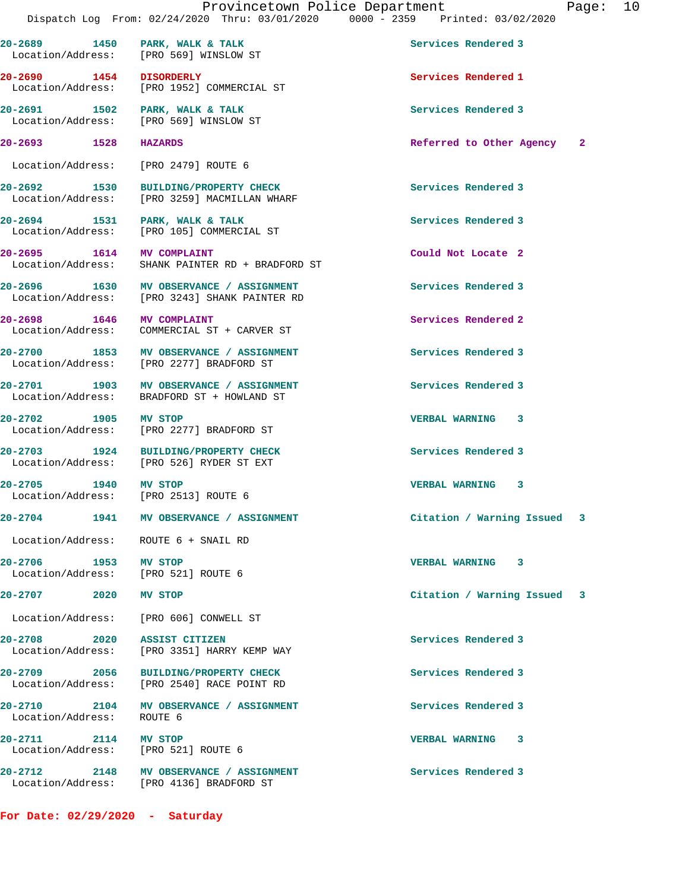20-2689 1450 PARK, WALK & TALK Services Rendered 3
Location/Address: [PRO 569] WINSLOW ST

20-2690 1454 DISORDERLY Services Rendered 1
Location/Address: [PRO 1952] COMMERCIAL ST

20-2691 1502 PARK, WALK & TALK Services Rendered 3
Location/Address: [PRO 569] WINSLOW ST

20-2693 1528 HAZARDS Referred to Other Agency 2
Location/Address: [PRO 2479] ROUTE 6

20-2692 1530 BUILDING/PROPERTY CHECK Services Rendered 3
Location/Address: [PRO 3259] MACMILLAN WHARF

20-2694 1531 PARK, WALK & TALK Services Rendered 3
Location/Address: [PRO 105] COMMERCIAL ST

20-2695 1614 MV COMPLAINT Could Not Locate 2
Location/Address: SHANK PAINTER RD + BRADFORD ST

20-2696 1630 MV OBSERVANCE / ASSIGNMENT Services Rendered 3
Location/Address: [PRO 3243] SHANK PAINTER RD

20-2698 1646 MV COMPLAINT Services Rendered 2
Location/Address: COMMERCIAL ST + CARVER ST

20-2700 1853 MV OBSERVANCE / ASSIGNMENT Services Rendered 3
Location/Address: [PRO 2277] BRADFORD ST

20-2701 1903 MV OBSERVANCE / ASSIGNMENT Services Rendered 3
Location/Address: BRADFORD ST + HOWLAND ST

20-2702 1905 MV STOP VERBAL WARNING 3
Location/Address: [PRO 2277] BRADFORD ST

20-2703 1924 BUILDING/PROPERTY CHECK Services Rendered 3
Location/Address: [PRO 526] RYDER ST EXT

20-2705 1940 MV STOP VERBAL WARNING 3
Location/Address: [PRO 2513] ROUTE 6

20-2704 1941 MV OBSERVANCE / ASSIGNMENT Citation / Warning Issued 3
Location/Address: ROUTE 6 + SNAIL RD

20-2706 1953 MV STOP VERBAL WARNING 3
Location/Address: [PRO 521] ROUTE 6

20-2707 2020 MV STOP Citation / Warning Issued 3
Location/Address: [PRO 606] CONWELL ST

20-2708 2020 ASSIST CITIZEN Services Rendered 3
Location/Address: [PRO 3351] HARRY KEMP WAY

20-2709 2056 BUILDING/PROPERTY CHECK Services Rendered 3
Location/Address: [PRO 2540] RACE POINT RD

20-2710 2104 MV OBSERVANCE / ASSIGNMENT Services Rendered 3
Location/Address: ROUTE 6

20-2711 2114 MV STOP VERBAL WARNING 3
Location/Address: [PRO 521] ROUTE 6

20-2712 2148 MV OBSERVANCE / ASSIGNMENT Services Rendered 3
Location/Address: [PRO 4136] BRADFORD ST

**For Date: 02/29/2020 - Saturday**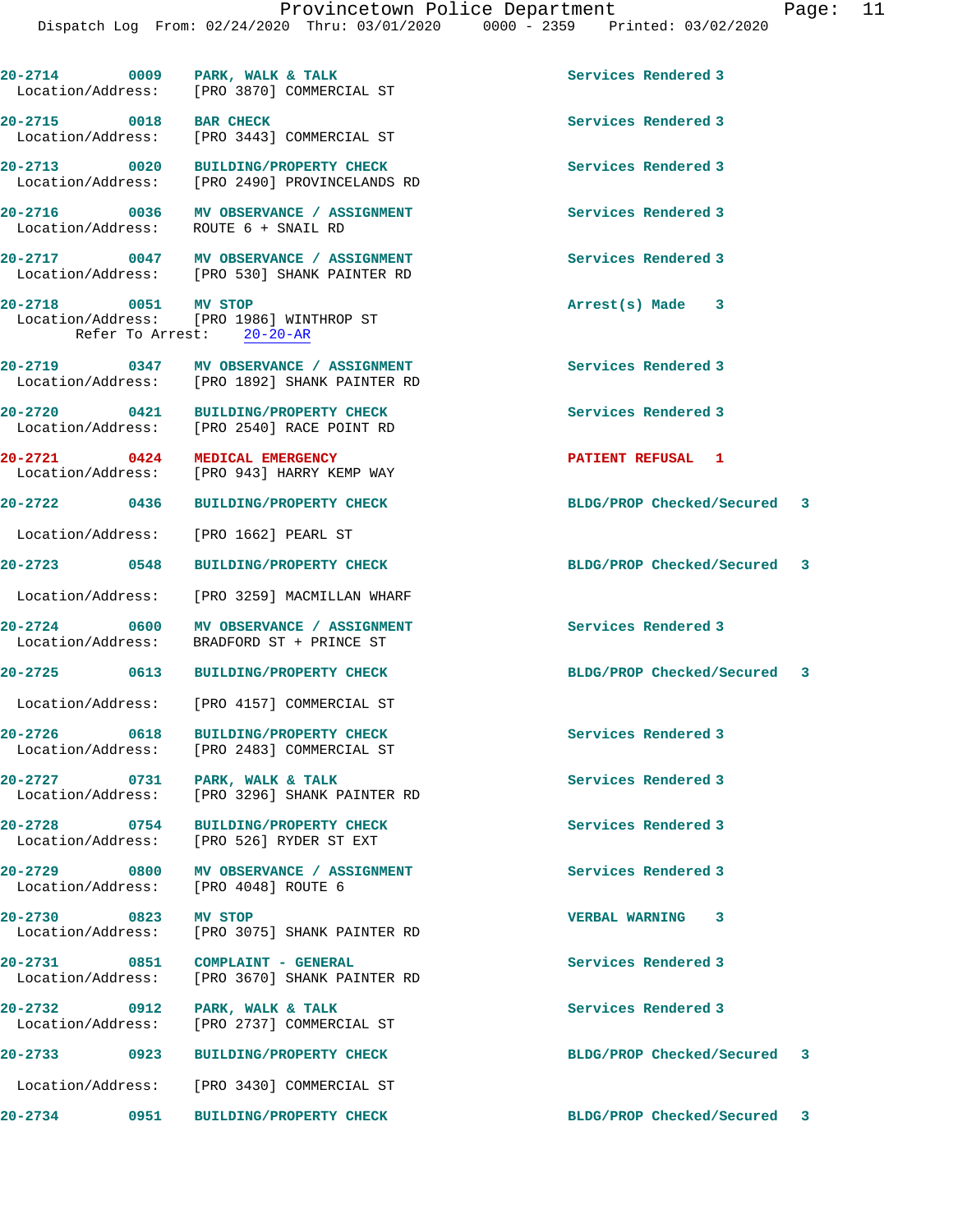20-2714 0009 PARK, WALK & TALK Services Rendered 3
Location/Address: [PRO 3870] COMMERCIAL ST

20-2715 0018 BAR CHECK Services Rendered 3
Location/Address: [PRO 3443] COMMERCIAL ST

20-2713 0020 BUILDING/PROPERTY CHECK Services Rendered 3
Location/Address: [PRO 2490] PROVINCELANDS RD

20-2716 0036 MV OBSERVANCE / ASSIGNMENT Services Rendered 3
Location/Address: ROUTE 6 + SNAIL RD

20-2717 0047 MV OBSERVANCE / ASSIGNMENT Services Rendered 3
Location/Address: [PRO 530] SHANK PAINTER RD

20-2718 0051 MV STOP Arrest(s) Made 3
Location/Address: [PRO 1986] WINTHROP ST
Refer To Arrest: 20-20-AR

20-2719 0347 MV OBSERVANCE / ASSIGNMENT Services Rendered 3
Location/Address: [PRO 1892] SHANK PAINTER RD

20-2720 0421 BUILDING/PROPERTY CHECK Services Rendered 3
Location/Address: [PRO 2540] RACE POINT RD

20-2721 0424 MEDICAL EMERGENCY PATIENT REFUSAL 1
Location/Address: [PRO 943] HARRY KEMP WAY

20-2722 0436 BUILDING/PROPERTY CHECK BLDG/PROP Checked/Secured 3
Location/Address: [PRO 1662] PEARL ST

20-2723 0548 BUILDING/PROPERTY CHECK BLDG/PROP Checked/Secured 3
Location/Address: [PRO 3259] MACMILLAN WHARF

20-2724 0600 MV OBSERVANCE / ASSIGNMENT Services Rendered 3
Location/Address: BRADFORD ST + PRINCE ST

20-2725 0613 BUILDING/PROPERTY CHECK BLDG/PROP Checked/Secured 3
Location/Address: [PRO 4157] COMMERCIAL ST

20-2726 0618 BUILDING/PROPERTY CHECK Services Rendered 3
Location/Address: [PRO 2483] COMMERCIAL ST

20-2727 0731 PARK, WALK & TALK Services Rendered 3
Location/Address: [PRO 3296] SHANK PAINTER RD

20-2728 0754 BUILDING/PROPERTY CHECK Services Rendered 3
Location/Address: [PRO 526] RYDER ST EXT

20-2729 0800 MV OBSERVANCE / ASSIGNMENT Services Rendered 3
Location/Address: [PRO 4048] ROUTE 6

20-2730 0823 MV STOP VERBAL WARNING 3
Location/Address: [PRO 3075] SHANK PAINTER RD

20-2731 0851 COMPLAINT - GENERAL Services Rendered 3
Location/Address: [PRO 3670] SHANK PAINTER RD

20-2732 0912 PARK, WALK & TALK Services Rendered 3
Location/Address: [PRO 2737] COMMERCIAL ST

20-2733 0923 BUILDING/PROPERTY CHECK BLDG/PROP Checked/Secured 3
Location/Address: [PRO 3430] COMMERCIAL ST

20-2734 0951 BUILDING/PROPERTY CHECK BLDG/PROP Checked/Secured 3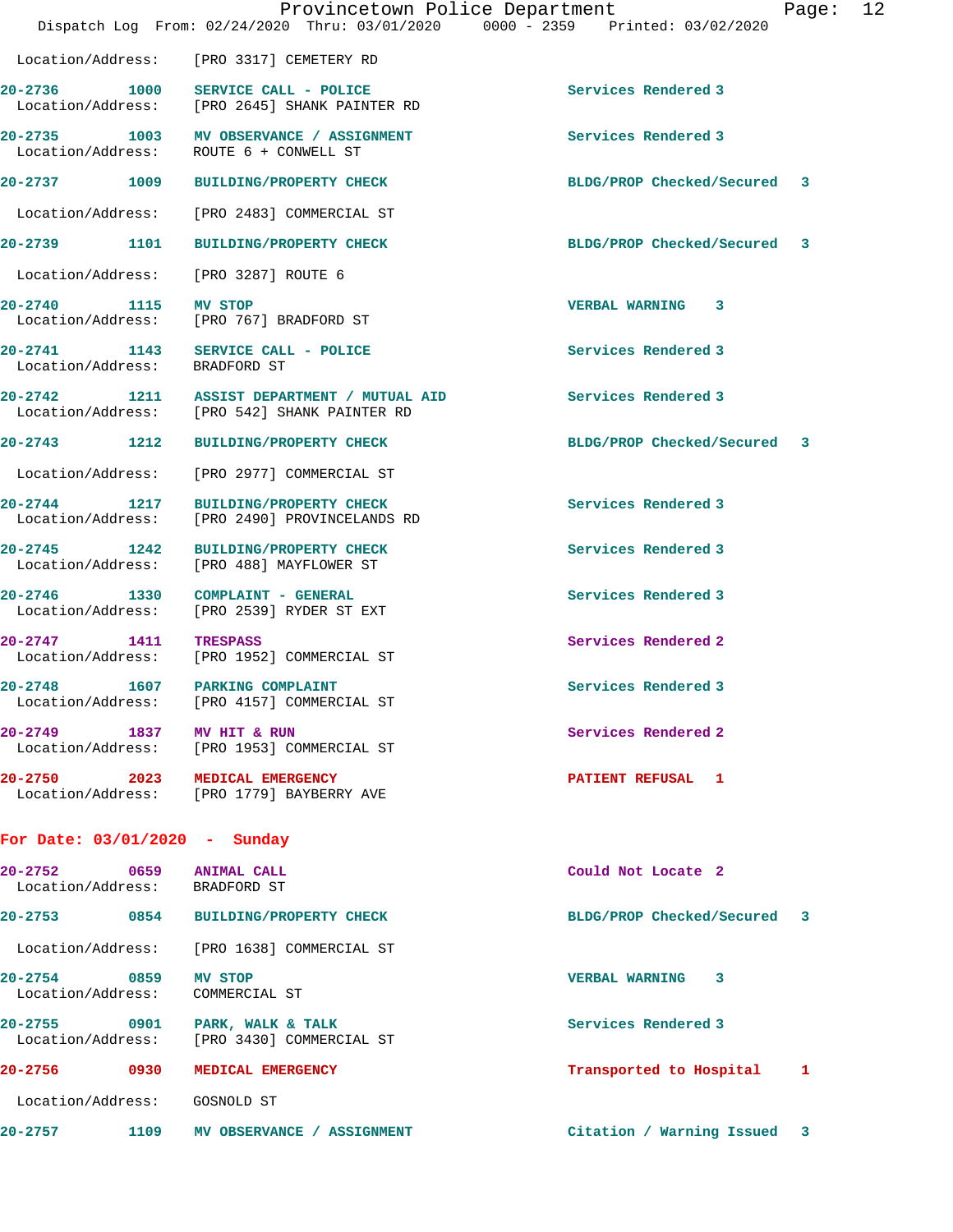Location/Address: [PRO 3317] CEMETERY RD

| Call # | Time | Type | Disposition |
|---|---|---|---|
| 20-2736 | 1000 | SERVICE CALL - POLICE | Services Rendered 3 |
| | | Location/Address: [PRO 2645] SHANK PAINTER RD | |
| 20-2735 | 1003 | MV OBSERVANCE / ASSIGNMENT | Services Rendered 3 |
| | | Location/Address: ROUTE 6 + CONWELL ST | |
| 20-2737 | 1009 | BUILDING/PROPERTY CHECK | BLDG/PROP Checked/Secured 3 |
| | | Location/Address: [PRO 2483] COMMERCIAL ST | |
| 20-2739 | 1101 | BUILDING/PROPERTY CHECK | BLDG/PROP Checked/Secured 3 |
| | | Location/Address: [PRO 3287] ROUTE 6 | |
| 20-2740 | 1115 | MV STOP | VERBAL WARNING 3 |
| | | Location/Address: [PRO 767] BRADFORD ST | |
| 20-2741 | 1143 | SERVICE CALL - POLICE | Services Rendered 3 |
| | | Location/Address: BRADFORD ST | |
| 20-2742 | 1211 | ASSIST DEPARTMENT / MUTUAL AID | Services Rendered 3 |
| | | Location/Address: [PRO 542] SHANK PAINTER RD | |
| 20-2743 | 1212 | BUILDING/PROPERTY CHECK | BLDG/PROP Checked/Secured 3 |
| | | Location/Address: [PRO 2977] COMMERCIAL ST | |
| 20-2744 | 1217 | BUILDING/PROPERTY CHECK | Services Rendered 3 |
| | | Location/Address: [PRO 2490] PROVINCELANDS RD | |
| 20-2745 | 1242 | BUILDING/PROPERTY CHECK | Services Rendered 3 |
| | | Location/Address: [PRO 488] MAYFLOWER ST | |
| 20-2746 | 1330 | COMPLAINT - GENERAL | Services Rendered 3 |
| | | Location/Address: [PRO 2539] RYDER ST EXT | |
| 20-2747 | 1411 | TRESPASS | Services Rendered 2 |
| | | Location/Address: [PRO 1952] COMMERCIAL ST | |
| 20-2748 | 1607 | PARKING COMPLAINT | Services Rendered 3 |
| | | Location/Address: [PRO 4157] COMMERCIAL ST | |
| 20-2749 | 1837 | MV HIT & RUN | Services Rendered 2 |
| | | Location/Address: [PRO 1953] COMMERCIAL ST | |
| 20-2750 | 2023 | MEDICAL EMERGENCY | PATIENT REFUSAL 1 |
| | | Location/Address: [PRO 1779] BAYBERRY AVE | |

**For Date: 03/01/2020 - Sunday**

| Call # | Time | Type | Disposition |
|---|---|---|---|
| 20-2752 | 0659 | ANIMAL CALL | Could Not Locate 2 |
| | | Location/Address: BRADFORD ST | |
| 20-2753 | 0854 | BUILDING/PROPERTY CHECK | BLDG/PROP Checked/Secured 3 |
| | | Location/Address: [PRO 1638] COMMERCIAL ST | |
| 20-2754 | 0859 | MV STOP | VERBAL WARNING 3 |
| | | Location/Address: COMMERCIAL ST | |
| 20-2755 | 0901 | PARK, WALK & TALK | Services Rendered 3 |
| | | Location/Address: [PRO 3430] COMMERCIAL ST | |
| 20-2756 | 0930 | MEDICAL EMERGENCY | Transported to Hospital 1 |
| | | Location/Address: GOSNOLD ST | |
| 20-2757 | 1109 | MV OBSERVANCE / ASSIGNMENT | Citation / Warning Issued 3 |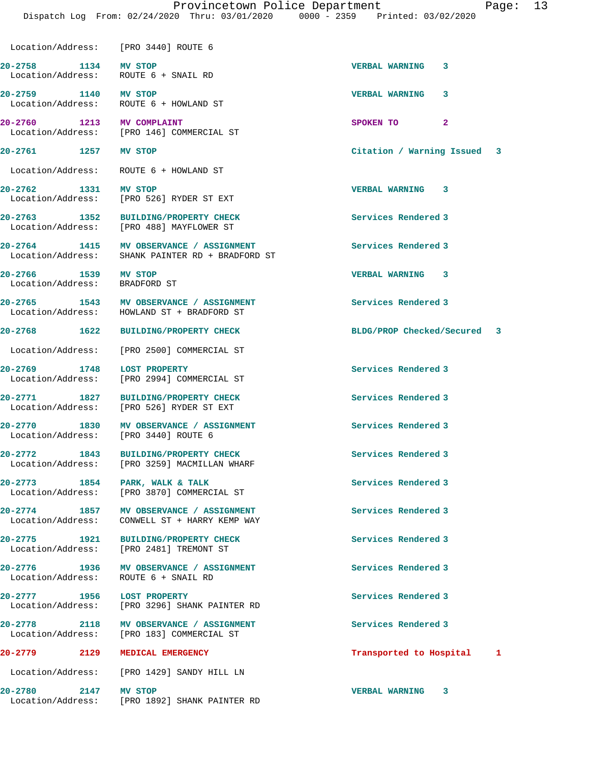Location/Address: [PRO 3440] ROUTE 6

| Call # | Time | Call Reason | Action | Priority |
|---|---|---|---|---|
| 20-2758 | 1134 | MV STOP | VERBAL WARNING | 3 |
| Location/Address: | | ROUTE 6 + SNAIL RD | | |
| 20-2759 | 1140 | MV STOP | VERBAL WARNING | 3 |
| Location/Address: | | ROUTE 6 + HOWLAND ST | | |
| 20-2760 | 1213 | MV COMPLAINT | SPOKEN TO | 2 |
| Location/Address: | | [PRO 146] COMMERCIAL ST | | |
| 20-2761 | 1257 | MV STOP | Citation / Warning Issued | 3 |
| Location/Address: | | ROUTE 6 + HOWLAND ST | | |
| 20-2762 | 1331 | MV STOP | VERBAL WARNING | 3 |
| Location/Address: | | [PRO 526] RYDER ST EXT | | |
| 20-2763 | 1352 | BUILDING/PROPERTY CHECK | Services Rendered | 3 |
| Location/Address: | | [PRO 488] MAYFLOWER ST | | |
| 20-2764 | 1415 | MV OBSERVANCE / ASSIGNMENT | Services Rendered | 3 |
| Location/Address: | | SHANK PAINTER RD + BRADFORD ST | | |
| 20-2766 | 1539 | MV STOP | VERBAL WARNING | 3 |
| Location/Address: | | BRADFORD ST | | |
| 20-2765 | 1543 | MV OBSERVANCE / ASSIGNMENT | Services Rendered | 3 |
| Location/Address: | | HOWLAND ST + BRADFORD ST | | |
| 20-2768 | 1622 | BUILDING/PROPERTY CHECK | BLDG/PROP Checked/Secured | 3 |
| Location/Address: | | [PRO 2500] COMMERCIAL ST | | |
| 20-2769 | 1748 | LOST PROPERTY | Services Rendered | 3 |
| Location/Address: | | [PRO 2994] COMMERCIAL ST | | |
| 20-2771 | 1827 | BUILDING/PROPERTY CHECK | Services Rendered | 3 |
| Location/Address: | | [PRO 526] RYDER ST EXT | | |
| 20-2770 | 1830 | MV OBSERVANCE / ASSIGNMENT | Services Rendered | 3 |
| Location/Address: | | [PRO 3440] ROUTE 6 | | |
| 20-2772 | 1843 | BUILDING/PROPERTY CHECK | Services Rendered | 3 |
| Location/Address: | | [PRO 3259] MACMILLAN WHARF | | |
| 20-2773 | 1854 | PARK, WALK & TALK | Services Rendered | 3 |
| Location/Address: | | [PRO 3870] COMMERCIAL ST | | |
| 20-2774 | 1857 | MV OBSERVANCE / ASSIGNMENT | Services Rendered | 3 |
| Location/Address: | | CONWELL ST + HARRY KEMP WAY | | |
| 20-2775 | 1921 | BUILDING/PROPERTY CHECK | Services Rendered | 3 |
| Location/Address: | | [PRO 2481] TREMONT ST | | |
| 20-2776 | 1936 | MV OBSERVANCE / ASSIGNMENT | Services Rendered | 3 |
| Location/Address: | | ROUTE 6 + SNAIL RD | | |
| 20-2777 | 1956 | LOST PROPERTY | Services Rendered | 3 |
| Location/Address: | | [PRO 3296] SHANK PAINTER RD | | |
| 20-2778 | 2118 | MV OBSERVANCE / ASSIGNMENT | Services Rendered | 3 |
| Location/Address: | | [PRO 183] COMMERCIAL ST | | |
| 20-2779 | 2129 | MEDICAL EMERGENCY | Transported to Hospital | 1 |
| Location/Address: | | [PRO 1429] SANDY HILL LN | | |
| 20-2780 | 2147 | MV STOP | VERBAL WARNING | 3 |
| Location/Address: | | [PRO 1892] SHANK PAINTER RD | | |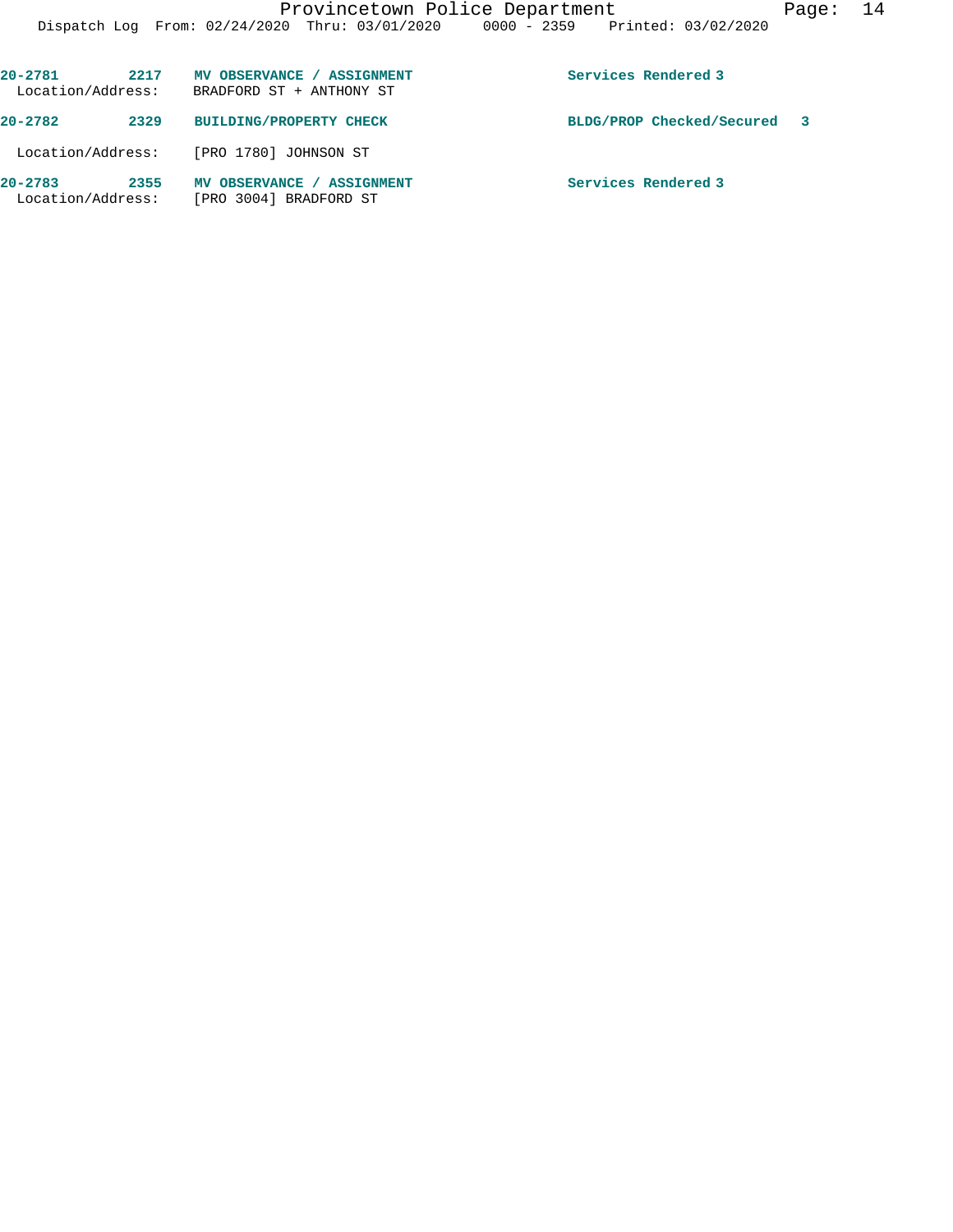**20-2781** **2217** **MV OBSERVANCE / ASSIGNMENT** **Services Rendered 3**
Location/Address: BRADFORD ST + ANTHONY ST

**20-2782** **2329** **BUILDING/PROPERTY CHECK** **BLDG/PROP Checked/Secured 3**

Location/Address: [PRO 1780] JOHNSON ST

**20-2783** **2355** **MV OBSERVANCE / ASSIGNMENT** **Services Rendered 3**
Location/Address: [PRO 3004] BRADFORD ST